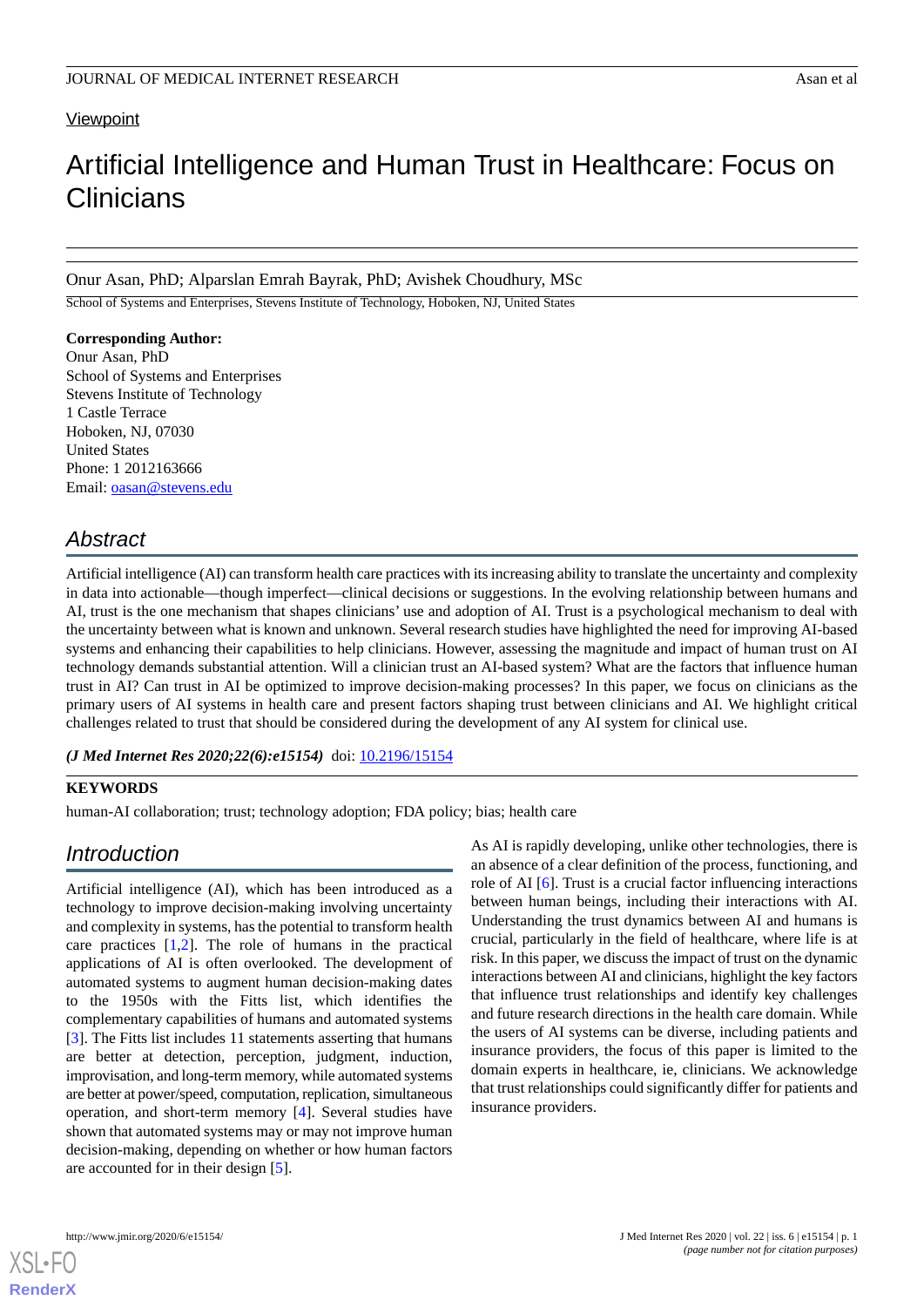Viewpoint

# Artificial Intelligence and Human Trust in Healthcare: Focus on Clinicians

Onur Asan, PhD; Alparslan Emrah Bayrak, PhD; Avishek Choudhury, MSc

School of Systems and Enterprises, Stevens Institute of Technology, Hoboken, NJ, United States

**Corresponding Author:**
Onur Asan, PhD
School of Systems and Enterprises
Stevens Institute of Technology
1 Castle Terrace
Hoboken, NJ, 07030
United States
Phone: 1 2012163666
Email: oasan@stevens.edu

## Abstract

Artificial intelligence (AI) can transform health care practices with its increasing ability to translate the uncertainty and complexity in data into actionable—though imperfect—clinical decisions or suggestions. In the evolving relationship between humans and AI, trust is the one mechanism that shapes clinicians' use and adoption of AI. Trust is a psychological mechanism to deal with the uncertainty between what is known and unknown. Several research studies have highlighted the need for improving AI-based systems and enhancing their capabilities to help clinicians. However, assessing the magnitude and impact of human trust on AI technology demands substantial attention. Will a clinician trust an AI-based system? What are the factors that influence human trust in AI? Can trust in AI be optimized to improve decision-making processes? In this paper, we focus on clinicians as the primary users of AI systems in health care and present factors shaping trust between clinicians and AI. We highlight critical challenges related to trust that should be considered during the development of any AI system for clinical use.

***(J Med Internet Res 2020;22(6):e15154)*** doi: 10.2196/15154

**KEYWORDS**

human-AI collaboration; trust; technology adoption; FDA policy; bias; health care

## Introduction

Artificial intelligence (AI), which has been introduced as a technology to improve decision-making involving uncertainty and complexity in systems, has the potential to transform health care practices [1,2]. The role of humans in the practical applications of AI is often overlooked. The development of automated systems to augment human decision-making dates to the 1950s with the Fitts list, which identifies the complementary capabilities of humans and automated systems [3]. The Fitts list includes 11 statements asserting that humans are better at detection, perception, judgment, induction, improvisation, and long-term memory, while automated systems are better at power/speed, computation, replication, simultaneous operation, and short-term memory [4]. Several studies have shown that automated systems may or may not improve human decision-making, depending on whether or how human factors are accounted for in their design [5].

As AI is rapidly developing, unlike other technologies, there is an absence of a clear definition of the process, functioning, and role of AI [6]. Trust is a crucial factor influencing interactions between human beings, including their interactions with AI. Understanding the trust dynamics between AI and humans is crucial, particularly in the field of healthcare, where life is at risk. In this paper, we discuss the impact of trust on the dynamic interactions between AI and clinicians, highlight the key factors that influence trust relationships and identify key challenges and future research directions in the health care domain. While the users of AI systems can be diverse, including patients and insurance providers, the focus of this paper is limited to the domain experts in healthcare, ie, clinicians. We acknowledge that trust relationships could significantly differ for patients and insurance providers.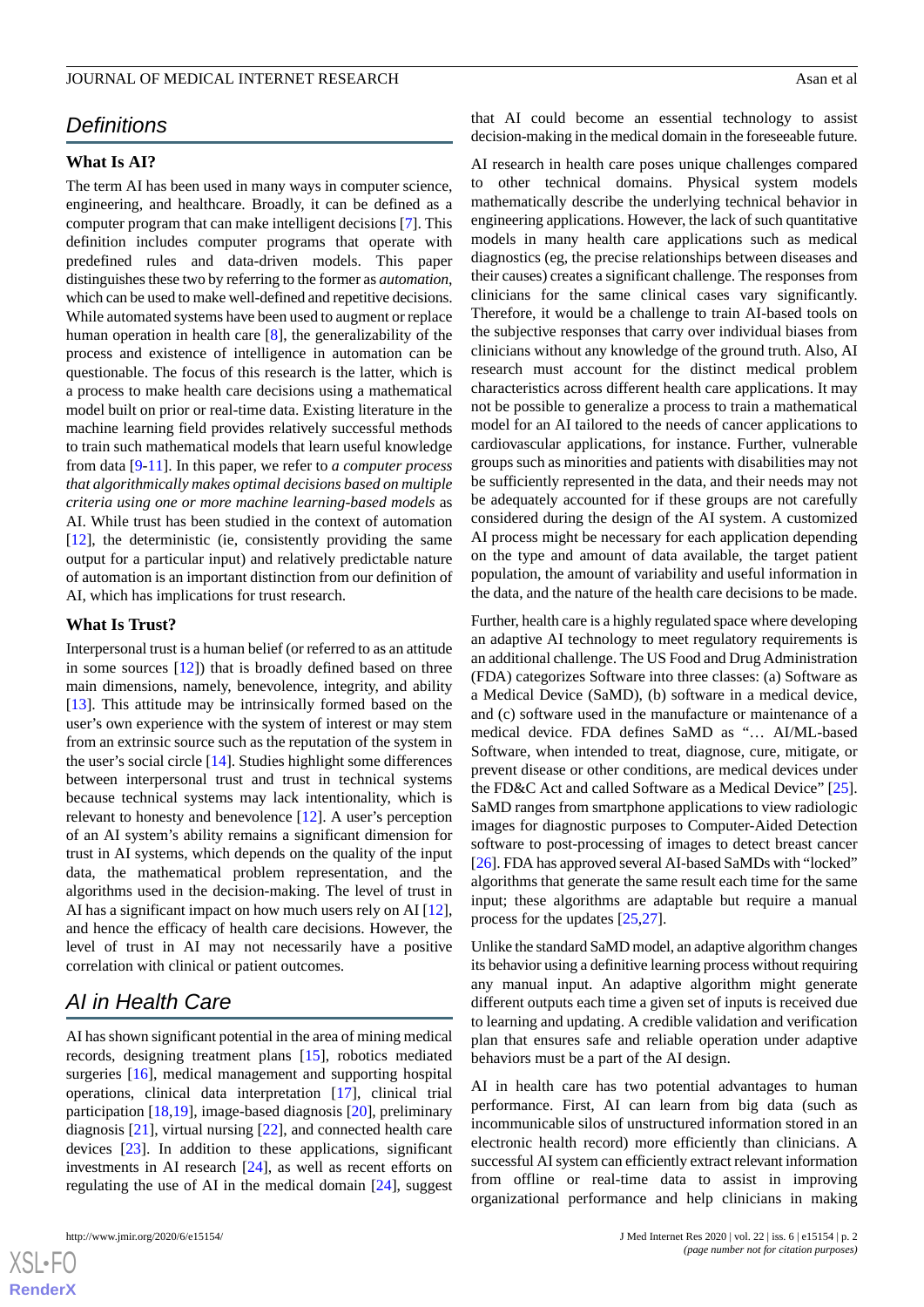## Definitions

### What Is AI?

The term AI has been used in many ways in computer science, engineering, and healthcare. Broadly, it can be defined as a computer program that can make intelligent decisions [7]. This definition includes computer programs that operate with predefined rules and data-driven models. This paper distinguishes these two by referring to the former as *automation*, which can be used to make well-defined and repetitive decisions. While automated systems have been used to augment or replace human operation in health care [8], the generalizability of the process and existence of intelligence in automation can be questionable. The focus of this research is the latter, which is a process to make health care decisions using a mathematical model built on prior or real-time data. Existing literature in the machine learning field provides relatively successful methods to train such mathematical models that learn useful knowledge from data [9-11]. In this paper, we refer to *a computer process that algorithmically makes optimal decisions based on multiple criteria using one or more machine learning-based models* as AI. While trust has been studied in the context of automation [12], the deterministic (ie, consistently providing the same output for a particular input) and relatively predictable nature of automation is an important distinction from our definition of AI, which has implications for trust research.

### What Is Trust?

Interpersonal trust is a human belief (or referred to as an attitude in some sources [12]) that is broadly defined based on three main dimensions, namely, benevolence, integrity, and ability [13]. This attitude may be intrinsically formed based on the user's own experience with the system of interest or may stem from an extrinsic source such as the reputation of the system in the user's social circle [14]. Studies highlight some differences between interpersonal trust and trust in technical systems because technical systems may lack intentionality, which is relevant to honesty and benevolence [12]. A user's perception of an AI system's ability remains a significant dimension for trust in AI systems, which depends on the quality of the input data, the mathematical problem representation, and the algorithms used in the decision-making. The level of trust in AI has a significant impact on how much users rely on AI [12], and hence the efficacy of health care decisions. However, the level of trust in AI may not necessarily have a positive correlation with clinical or patient outcomes.

## AI in Health Care

AI has shown significant potential in the area of mining medical records, designing treatment plans [15], robotics mediated surgeries [16], medical management and supporting hospital operations, clinical data interpretation [17], clinical trial participation [18,19], image-based diagnosis [20], preliminary diagnosis [21], virtual nursing [22], and connected health care devices [23]. In addition to these applications, significant investments in AI research [24], as well as recent efforts on regulating the use of AI in the medical domain [24], suggest that AI could become an essential technology to assist decision-making in the medical domain in the foreseeable future.

AI research in health care poses unique challenges compared to other technical domains. Physical system models mathematically describe the underlying technical behavior in engineering applications. However, the lack of such quantitative models in many health care applications such as medical diagnostics (eg, the precise relationships between diseases and their causes) creates a significant challenge. The responses from clinicians for the same clinical cases vary significantly. Therefore, it would be a challenge to train AI-based tools on the subjective responses that carry over individual biases from clinicians without any knowledge of the ground truth. Also, AI research must account for the distinct medical problem characteristics across different health care applications. It may not be possible to generalize a process to train a mathematical model for an AI tailored to the needs of cancer applications to cardiovascular applications, for instance. Further, vulnerable groups such as minorities and patients with disabilities may not be sufficiently represented in the data, and their needs may not be adequately accounted for if these groups are not carefully considered during the design of the AI system. A customized AI process might be necessary for each application depending on the type and amount of data available, the target patient population, the amount of variability and useful information in the data, and the nature of the health care decisions to be made.

Further, health care is a highly regulated space where developing an adaptive AI technology to meet regulatory requirements is an additional challenge. The US Food and Drug Administration (FDA) categorizes Software into three classes: (a) Software as a Medical Device (SaMD), (b) software in a medical device, and (c) software used in the manufacture or maintenance of a medical device. FDA defines SaMD as "… AI/ML-based Software, when intended to treat, diagnose, cure, mitigate, or prevent disease or other conditions, are medical devices under the FD&C Act and called Software as a Medical Device" [25]. SaMD ranges from smartphone applications to view radiologic images for diagnostic purposes to Computer-Aided Detection software to post-processing of images to detect breast cancer [26]. FDA has approved several AI-based SaMDs with "locked" algorithms that generate the same result each time for the same input; these algorithms are adaptable but require a manual process for the updates [25,27].

Unlike the standard SaMD model, an adaptive algorithm changes its behavior using a definitive learning process without requiring any manual input. An adaptive algorithm might generate different outputs each time a given set of inputs is received due to learning and updating. A credible validation and verification plan that ensures safe and reliable operation under adaptive behaviors must be a part of the AI design.

AI in health care has two potential advantages to human performance. First, AI can learn from big data (such as incommunicable silos of unstructured information stored in an electronic health record) more efficiently than clinicians. A successful AI system can efficiently extract relevant information from offline or real-time data to assist in improving organizational performance and help clinicians in making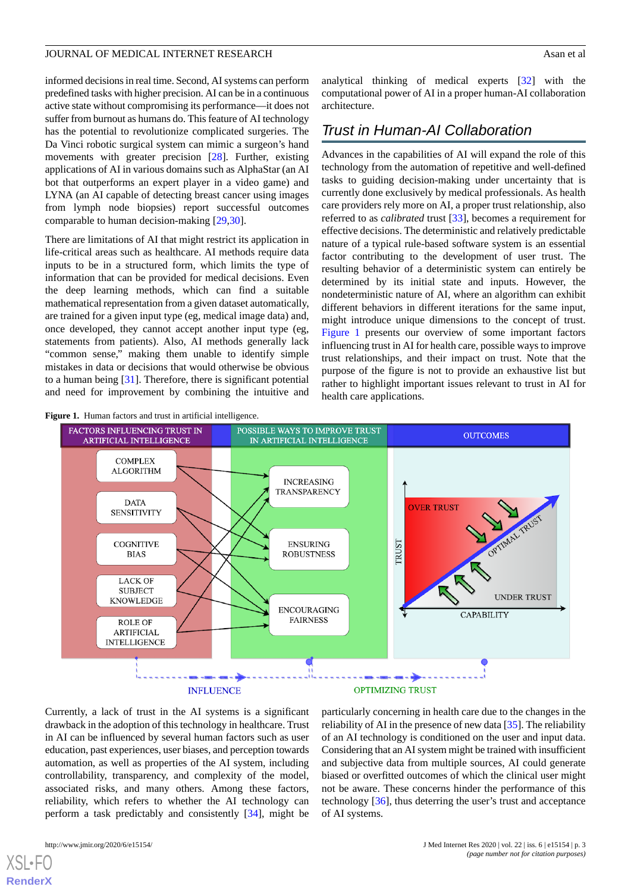informed decisions in real time. Second, AI systems can perform predefined tasks with higher precision. AI can be in a continuous active state without compromising its performance—it does not suffer from burnout as humans do. This feature of AI technology has the potential to revolutionize complicated surgeries. The Da Vinci robotic surgical system can mimic a surgeon's hand movements with greater precision [28]. Further, existing applications of AI in various domains such as AlphaStar (an AI bot that outperforms an expert player in a video game) and LYNA (an AI capable of detecting breast cancer using images from lymph node biopsies) report successful outcomes comparable to human decision-making [29,30].

There are limitations of AI that might restrict its application in life-critical areas such as healthcare. AI methods require data inputs to be in a structured form, which limits the type of information that can be provided for medical decisions. Even the deep learning methods, which can find a suitable mathematical representation from a given dataset automatically, are trained for a given input type (eg, medical image data) and, once developed, they cannot accept another input type (eg, statements from patients). Also, AI methods generally lack "common sense," making them unable to identify simple mistakes in data or decisions that would otherwise be obvious to a human being [31]. Therefore, there is significant potential and need for improvement by combining the intuitive and analytical thinking of medical experts [32] with the computational power of AI in a proper human-AI collaboration architecture.

## Trust in Human-AI Collaboration

Advances in the capabilities of AI will expand the role of this technology from the automation of repetitive and well-defined tasks to guiding decision-making under uncertainty that is currently done exclusively by medical professionals. As health care providers rely more on AI, a proper trust relationship, also referred to as *calibrated* trust [33], becomes a requirement for effective decisions. The deterministic and relatively predictable nature of a typical rule-based software system is an essential factor contributing to the development of user trust. The resulting behavior of a deterministic system can entirely be determined by its initial state and inputs. However, the nondeterministic nature of AI, where an algorithm can exhibit different behaviors in different iterations for the same input, might introduce unique dimensions to the concept of trust. Figure 1 presents our overview of some important factors influencing trust in AI for health care, possible ways to improve trust relationships, and their impact on trust. Note that the purpose of the figure is not to provide an exhaustive list but rather to highlight important issues relevant to trust in AI for health care applications.

**Figure 1.** Human factors and trust in artificial intelligence.

Currently, a lack of trust in the AI systems is a significant drawback in the adoption of this technology in healthcare. Trust in AI can be influenced by several human factors such as user education, past experiences, user biases, and perception towards automation, as well as properties of the AI system, including controllability, transparency, and complexity of the model, associated risks, and many others. Among these factors, reliability, which refers to whether the AI technology can perform a task predictably and consistently [34], might be particularly concerning in health care due to the changes in the reliability of AI in the presence of new data [35]. The reliability of an AI technology is conditioned on the user and input data. Considering that an AI system might be trained with insufficient and subjective data from multiple sources, AI could generate biased or overfitted outcomes of which the clinical user might not be aware. These concerns hinder the performance of this technology [36], thus deterring the user's trust and acceptance of AI systems.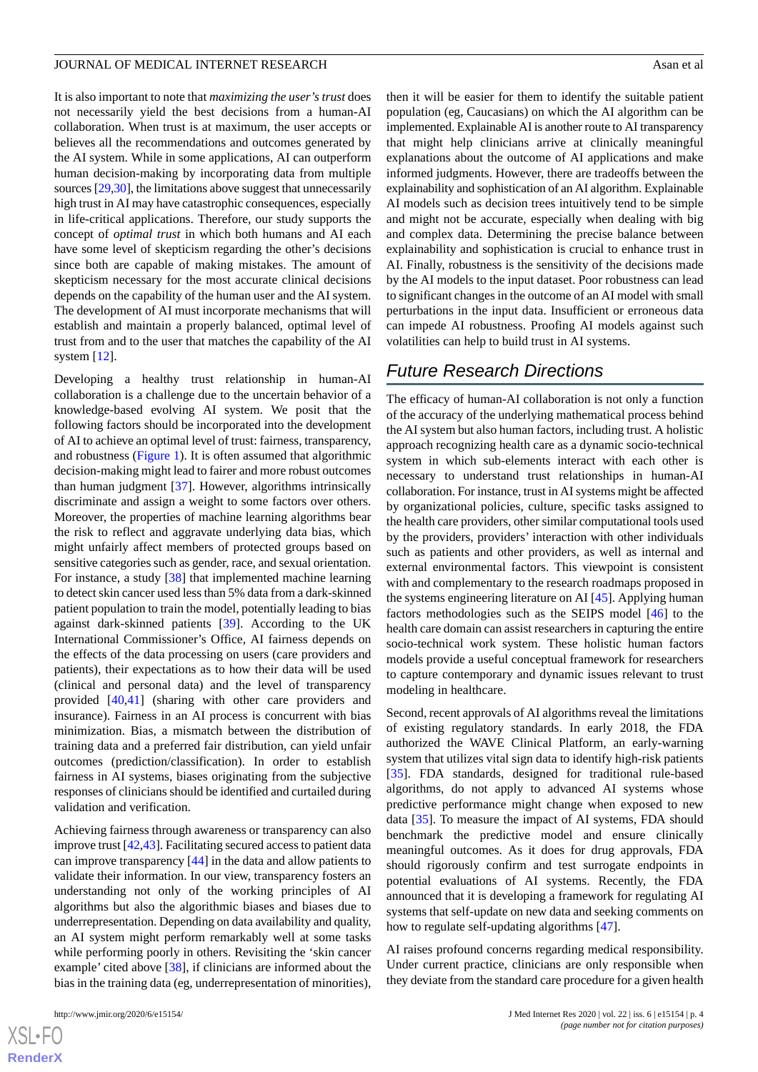It is also important to note that *maximizing the user's trust* does not necessarily yield the best decisions from a human-AI collaboration. When trust is at maximum, the user accepts or believes all the recommendations and outcomes generated by the AI system. While in some applications, AI can outperform human decision-making by incorporating data from multiple sources [29,30], the limitations above suggest that unnecessarily high trust in AI may have catastrophic consequences, especially in life-critical applications. Therefore, our study supports the concept of *optimal trust* in which both humans and AI each have some level of skepticism regarding the other's decisions since both are capable of making mistakes. The amount of skepticism necessary for the most accurate clinical decisions depends on the capability of the human user and the AI system. The development of AI must incorporate mechanisms that will establish and maintain a properly balanced, optimal level of trust from and to the user that matches the capability of the AI system [12].

Developing a healthy trust relationship in human-AI collaboration is a challenge due to the uncertain behavior of a knowledge-based evolving AI system. We posit that the following factors should be incorporated into the development of AI to achieve an optimal level of trust: fairness, transparency, and robustness (Figure 1). It is often assumed that algorithmic decision-making might lead to fairer and more robust outcomes than human judgment [37]. However, algorithms intrinsically discriminate and assign a weight to some factors over others. Moreover, the properties of machine learning algorithms bear the risk to reflect and aggravate underlying data bias, which might unfairly affect members of protected groups based on sensitive categories such as gender, race, and sexual orientation. For instance, a study [38] that implemented machine learning to detect skin cancer used less than 5% data from a dark-skinned patient population to train the model, potentially leading to bias against dark-skinned patients [39]. According to the UK International Commissioner's Office, AI fairness depends on the effects of the data processing on users (care providers and patients), their expectations as to how their data will be used (clinical and personal data) and the level of transparency provided [40,41] (sharing with other care providers and insurance). Fairness in an AI process is concurrent with bias minimization. Bias, a mismatch between the distribution of training data and a preferred fair distribution, can yield unfair outcomes (prediction/classification). In order to establish fairness in AI systems, biases originating from the subjective responses of clinicians should be identified and curtailed during validation and verification.

Achieving fairness through awareness or transparency can also improve trust [42,43]. Facilitating secured access to patient data can improve transparency [44] in the data and allow patients to validate their information. In our view, transparency fosters an understanding not only of the working principles of AI algorithms but also the algorithmic biases and biases due to underrepresentation. Depending on data availability and quality, an AI system might perform remarkably well at some tasks while performing poorly in others. Revisiting the 'skin cancer example' cited above [38], if clinicians are informed about the bias in the training data (eg, underrepresentation of minorities), then it will be easier for them to identify the suitable patient population (eg, Caucasians) on which the AI algorithm can be implemented. Explainable AI is another route to AI transparency that might help clinicians arrive at clinically meaningful explanations about the outcome of AI applications and make informed judgments. However, there are tradeoffs between the explainability and sophistication of an AI algorithm. Explainable AI models such as decision trees intuitively tend to be simple and might not be accurate, especially when dealing with big and complex data. Determining the precise balance between explainability and sophistication is crucial to enhance trust in AI. Finally, robustness is the sensitivity of the decisions made by the AI models to the input dataset. Poor robustness can lead to significant changes in the outcome of an AI model with small perturbations in the input data. Insufficient or erroneous data can impede AI robustness. Proofing AI models against such volatilities can help to build trust in AI systems.

## Future Research Directions

The efficacy of human-AI collaboration is not only a function of the accuracy of the underlying mathematical process behind the AI system but also human factors, including trust. A holistic approach recognizing health care as a dynamic socio-technical system in which sub-elements interact with each other is necessary to understand trust relationships in human-AI collaboration. For instance, trust in AI systems might be affected by organizational policies, culture, specific tasks assigned to the health care providers, other similar computational tools used by the providers, providers' interaction with other individuals such as patients and other providers, as well as internal and external environmental factors. This viewpoint is consistent with and complementary to the research roadmaps proposed in the systems engineering literature on AI [45]. Applying human factors methodologies such as the SEIPS model [46] to the health care domain can assist researchers in capturing the entire socio-technical work system. These holistic human factors models provide a useful conceptual framework for researchers to capture contemporary and dynamic issues relevant to trust modeling in healthcare.

Second, recent approvals of AI algorithms reveal the limitations of existing regulatory standards. In early 2018, the FDA authorized the WAVE Clinical Platform, an early-warning system that utilizes vital sign data to identify high-risk patients [35]. FDA standards, designed for traditional rule-based algorithms, do not apply to advanced AI systems whose predictive performance might change when exposed to new data [35]. To measure the impact of AI systems, FDA should benchmark the predictive model and ensure clinically meaningful outcomes. As it does for drug approvals, FDA should rigorously confirm and test surrogate endpoints in potential evaluations of AI systems. Recently, the FDA announced that it is developing a framework for regulating AI systems that self-update on new data and seeking comments on how to regulate self-updating algorithms [47].

AI raises profound concerns regarding medical responsibility. Under current practice, clinicians are only responsible when they deviate from the standard care procedure for a given health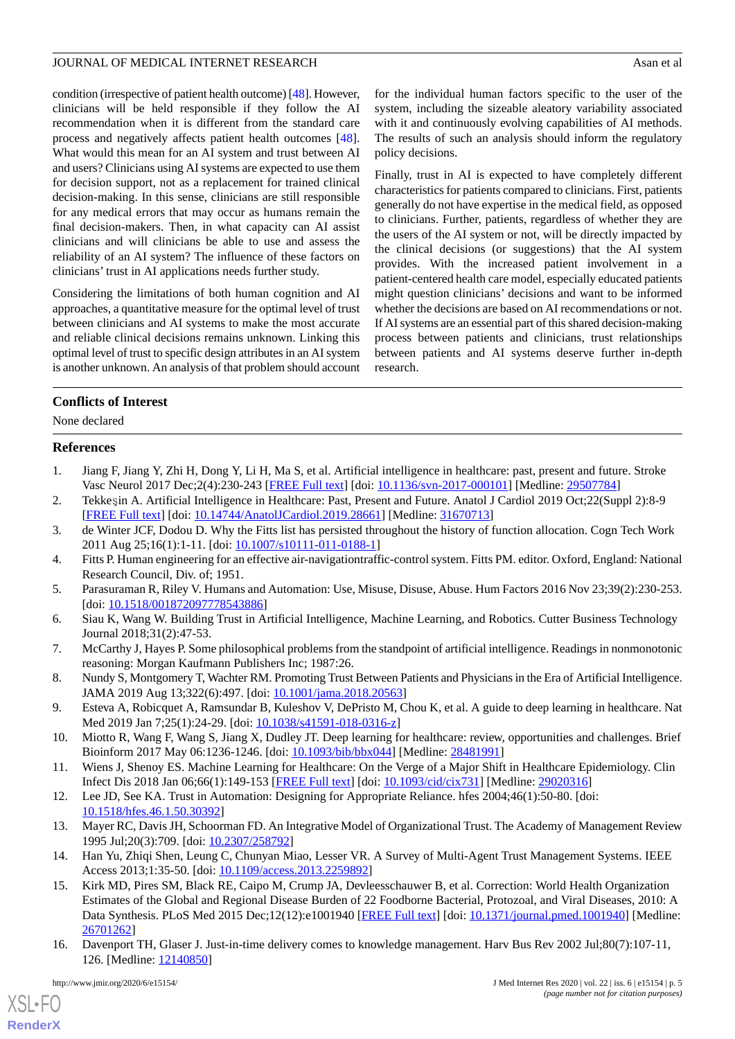condition (irrespective of patient health outcome) [48]. However, clinicians will be held responsible if they follow the AI recommendation when it is different from the standard care process and negatively affects patient health outcomes [48]. What would this mean for an AI system and trust between AI and users? Clinicians using AI systems are expected to use them for decision support, not as a replacement for trained clinical decision-making. In this sense, clinicians are still responsible for any medical errors that may occur as humans remain the final decision-makers. Then, in what capacity can AI assist clinicians and will clinicians be able to use and assess the reliability of an AI system? The influence of these factors on clinicians' trust in AI applications needs further study.

Considering the limitations of both human cognition and AI approaches, a quantitative measure for the optimal level of trust between clinicians and AI systems to make the most accurate and reliable clinical decisions remains unknown. Linking this optimal level of trust to specific design attributes in an AI system is another unknown. An analysis of that problem should account for the individual human factors specific to the user of the system, including the sizeable aleatory variability associated with it and continuously evolving capabilities of AI methods. The results of such an analysis should inform the regulatory policy decisions.

Finally, trust in AI is expected to have completely different characteristics for patients compared to clinicians. First, patients generally do not have expertise in the medical field, as opposed to clinicians. Further, patients, regardless of whether they are the users of the AI system or not, will be directly impacted by the clinical decisions (or suggestions) that the AI system provides. With the increased patient involvement in a patient-centered health care model, especially educated patients might question clinicians' decisions and want to be informed whether the decisions are based on AI recommendations or not. If AI systems are an essential part of this shared decision-making process between patients and clinicians, trust relationships between patients and AI systems deserve further in-depth research.

## Conflicts of Interest

None declared

## References

1. Jiang F, Jiang Y, Zhi H, Dong Y, Li H, Ma S, et al. Artificial intelligence in healthcare: past, present and future. Stroke Vasc Neurol 2017 Dec;2(4):230-243 [FREE Full text] [doi: 10.1136/svn-2017-000101] [Medline: 29507784]
2. Tekkeşin A. Artificial Intelligence in Healthcare: Past, Present and Future. Anatol J Cardiol 2019 Oct;22(Suppl 2):8-9 [FREE Full text] [doi: 10.14744/AnatolJCardiol.2019.28661] [Medline: 31670713]
3. de Winter JCF, Dodou D. Why the Fitts list has persisted throughout the history of function allocation. Cogn Tech Work 2011 Aug 25;16(1):1-11. [doi: 10.1007/s10111-011-0188-1]
4. Fitts P. Human engineering for an effective air-navigationtraffic-control system. Fitts PM. editor. Oxford, England: National Research Council, Div. of; 1951.
5. Parasuraman R, Riley V. Humans and Automation: Use, Misuse, Disuse, Abuse. Hum Factors 2016 Nov 23;39(2):230-253. [doi: 10.1518/001872097778543886]
6. Siau K, Wang W. Building Trust in Artificial Intelligence, Machine Learning, and Robotics. Cutter Business Technology Journal 2018;31(2):47-53.
7. McCarthy J, Hayes P. Some philosophical problems from the standpoint of artificial intelligence. Readings in nonmonotonic reasoning: Morgan Kaufmann Publishers Inc; 1987:26.
8. Nundy S, Montgomery T, Wachter RM. Promoting Trust Between Patients and Physicians in the Era of Artificial Intelligence. JAMA 2019 Aug 13;322(6):497. [doi: 10.1001/jama.2018.20563]
9. Esteva A, Robicquet A, Ramsundar B, Kuleshov V, DePristo M, Chou K, et al. A guide to deep learning in healthcare. Nat Med 2019 Jan 7;25(1):24-29. [doi: 10.1038/s41591-018-0316-z]
10. Miotto R, Wang F, Wang S, Jiang X, Dudley JT. Deep learning for healthcare: review, opportunities and challenges. Brief Bioinform 2017 May 06:1236-1246. [doi: 10.1093/bib/bbx044] [Medline: 28481991]
11. Wiens J, Shenoy ES. Machine Learning for Healthcare: On the Verge of a Major Shift in Healthcare Epidemiology. Clin Infect Dis 2018 Jan 06;66(1):149-153 [FREE Full text] [doi: 10.1093/cid/cix731] [Medline: 29020316]
12. Lee JD, See KA. Trust in Automation: Designing for Appropriate Reliance. hfes 2004;46(1):50-80. [doi: 10.1518/hfes.46.1.50.30392]
13. Mayer RC, Davis JH, Schoorman FD. An Integrative Model of Organizational Trust. The Academy of Management Review 1995 Jul;20(3):709. [doi: 10.2307/258792]
14. Han Yu, Zhiqi Shen, Leung C, Chunyan Miao, Lesser VR. A Survey of Multi-Agent Trust Management Systems. IEEE Access 2013;1:35-50. [doi: 10.1109/access.2013.2259892]
15. Kirk MD, Pires SM, Black RE, Caipo M, Crump JA, Devleesschauwer B, et al. Correction: World Health Organization Estimates of the Global and Regional Disease Burden of 22 Foodborne Bacterial, Protozoal, and Viral Diseases, 2010: A Data Synthesis. PLoS Med 2015 Dec;12(12):e1001940 [FREE Full text] [doi: 10.1371/journal.pmed.1001940] [Medline: 26701262]
16. Davenport TH, Glaser J. Just-in-time delivery comes to knowledge management. Harv Bus Rev 2002 Jul;80(7):107-11, 126. [Medline: 12140850]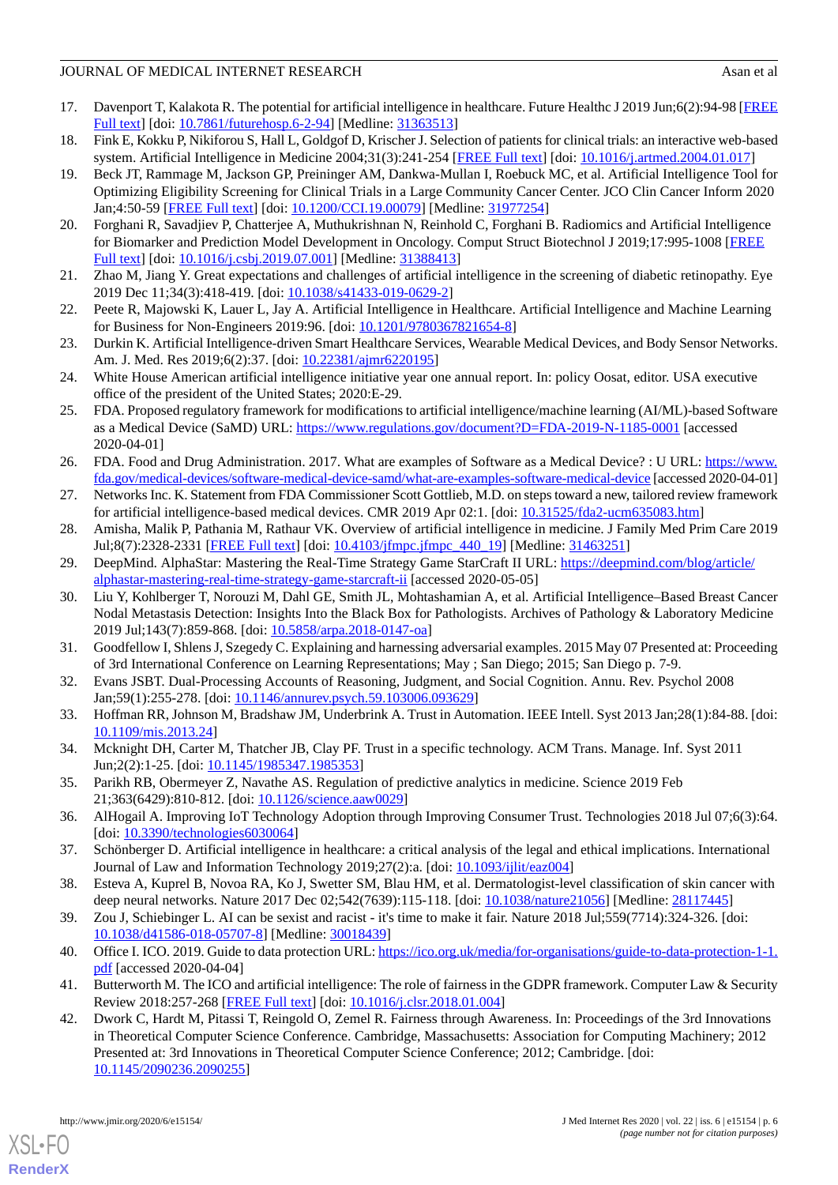17. Davenport T, Kalakota R. The potential for artificial intelligence in healthcare. Future Healthc J 2019 Jun;6(2):94-98 [FREE Full text] [doi: 10.7861/futurehosp.6-2-94] [Medline: 31363513]
18. Fink E, Kokku P, Nikiforou S, Hall L, Goldgof D, Krischer J. Selection of patients for clinical trials: an interactive web-based system. Artificial Intelligence in Medicine 2004;31(3):241-254 [FREE Full text] [doi: 10.1016/j.artmed.2004.01.017]
19. Beck JT, Rammage M, Jackson GP, Preininger AM, Dankwa-Mullan I, Roebuck MC, et al. Artificial Intelligence Tool for Optimizing Eligibility Screening for Clinical Trials in a Large Community Cancer Center. JCO Clin Cancer Inform 2020 Jan;4:50-59 [FREE Full text] [doi: 10.1200/CCI.19.00079] [Medline: 31977254]
20. Forghani R, Savadjiev P, Chatterjee A, Muthukrishnan N, Reinhold C, Forghani B. Radiomics and Artificial Intelligence for Biomarker and Prediction Model Development in Oncology. Comput Struct Biotechnol J 2019;17:995-1008 [FREE Full text] [doi: 10.1016/j.csbj.2019.07.001] [Medline: 31388413]
21. Zhao M, Jiang Y. Great expectations and challenges of artificial intelligence in the screening of diabetic retinopathy. Eye 2019 Dec 11;34(3):418-419. [doi: 10.1038/s41433-019-0629-2]
22. Peete R, Majowski K, Lauer L, Jay A. Artificial Intelligence in Healthcare. Artificial Intelligence and Machine Learning for Business for Non-Engineers 2019:96. [doi: 10.1201/9780367821654-8]
23. Durkin K. Artificial Intelligence-driven Smart Healthcare Services, Wearable Medical Devices, and Body Sensor Networks. Am. J. Med. Res 2019;6(2):37. [doi: 10.22381/ajmr6220195]
24. White House American artificial intelligence initiative year one annual report. In: policy Oosat, editor. USA executive office of the president of the United States; 2020:E-29.
25. FDA. Proposed regulatory framework for modifications to artificial intelligence/machine learning (AI/ML)-based Software as a Medical Device (SaMD) URL: https://www.regulations.gov/document?D=FDA-2019-N-1185-0001 [accessed 2020-04-01]
26. FDA. Food and Drug Administration. 2017. What are examples of Software as a Medical Device? : U URL: https://www.fda.gov/medical-devices/software-medical-device-samd/what-are-examples-software-medical-device [accessed 2020-04-01]
27. Networks Inc. K. Statement from FDA Commissioner Scott Gottlieb, M.D. on steps toward a new, tailored review framework for artificial intelligence-based medical devices. CMR 2019 Apr 02:1. [doi: 10.31525/fda2-ucm635083.htm]
28. Amisha, Malik P, Pathania M, Rathaur VK. Overview of artificial intelligence in medicine. J Family Med Prim Care 2019 Jul;8(7):2328-2331 [FREE Full text] [doi: 10.4103/jfmpc.jfmpc_440_19] [Medline: 31463251]
29. DeepMind. AlphaStar: Mastering the Real-Time Strategy Game StarCraft II URL: https://deepmind.com/blog/article/alphastar-mastering-real-time-strategy-game-starcraft-ii [accessed 2020-05-05]
30. Liu Y, Kohlberger T, Norouzi M, Dahl GE, Smith JL, Mohtashamian A, et al. Artificial Intelligence–Based Breast Cancer Nodal Metastasis Detection: Insights Into the Black Box for Pathologists. Archives of Pathology & Laboratory Medicine 2019 Jul;143(7):859-868. [doi: 10.5858/arpa.2018-0147-oa]
31. Goodfellow I, Shlens J, Szegedy C. Explaining and harnessing adversarial examples. 2015 May 07 Presented at: Proceeding of 3rd International Conference on Learning Representations; May ; San Diego; 2015; San Diego p. 7-9.
32. Evans JSBT. Dual-Processing Accounts of Reasoning, Judgment, and Social Cognition. Annu. Rev. Psychol 2008 Jan;59(1):255-278. [doi: 10.1146/annurev.psych.59.103006.093629]
33. Hoffman RR, Johnson M, Bradshaw JM, Underbrink A. Trust in Automation. IEEE Intell. Syst 2013 Jan;28(1):84-88. [doi: 10.1109/mis.2013.24]
34. Mcknight DH, Carter M, Thatcher JB, Clay PF. Trust in a specific technology. ACM Trans. Manage. Inf. Syst 2011 Jun;2(2):1-25. [doi: 10.1145/1985347.1985353]
35. Parikh RB, Obermeyer Z, Navathe AS. Regulation of predictive analytics in medicine. Science 2019 Feb 21;363(6429):810-812. [doi: 10.1126/science.aaw0029]
36. AlHogail A. Improving IoT Technology Adoption through Improving Consumer Trust. Technologies 2018 Jul 07;6(3):64. [doi: 10.3390/technologies6030064]
37. Schönberger D. Artificial intelligence in healthcare: a critical analysis of the legal and ethical implications. International Journal of Law and Information Technology 2019;27(2):a. [doi: 10.1093/ijlit/eaz004]
38. Esteva A, Kuprel B, Novoa RA, Ko J, Swetter SM, Blau HM, et al. Dermatologist-level classification of skin cancer with deep neural networks. Nature 2017 Dec 02;542(7639):115-118. [doi: 10.1038/nature21056] [Medline: 28117445]
39. Zou J, Schiebinger L. AI can be sexist and racist - it's time to make it fair. Nature 2018 Jul;559(7714):324-326. [doi: 10.1038/d41586-018-05707-8] [Medline: 30018439]
40. Office I. ICO. 2019. Guide to data protection URL: https://ico.org.uk/media/for-organisations/guide-to-data-protection-1-1.pdf [accessed 2020-04-04]
41. Butterworth M. The ICO and artificial intelligence: The role of fairness in the GDPR framework. Computer Law & Security Review 2018:257-268 [FREE Full text] [doi: 10.1016/j.clsr.2018.01.004]
42. Dwork C, Hardt M, Pitassi T, Reingold O, Zemel R. Fairness through Awareness. In: Proceedings of the 3rd Innovations in Theoretical Computer Science Conference. Cambridge, Massachusetts: Association for Computing Machinery; 2012 Presented at: 3rd Innovations in Theoretical Computer Science Conference; 2012; Cambridge. [doi: 10.1145/2090236.2090255]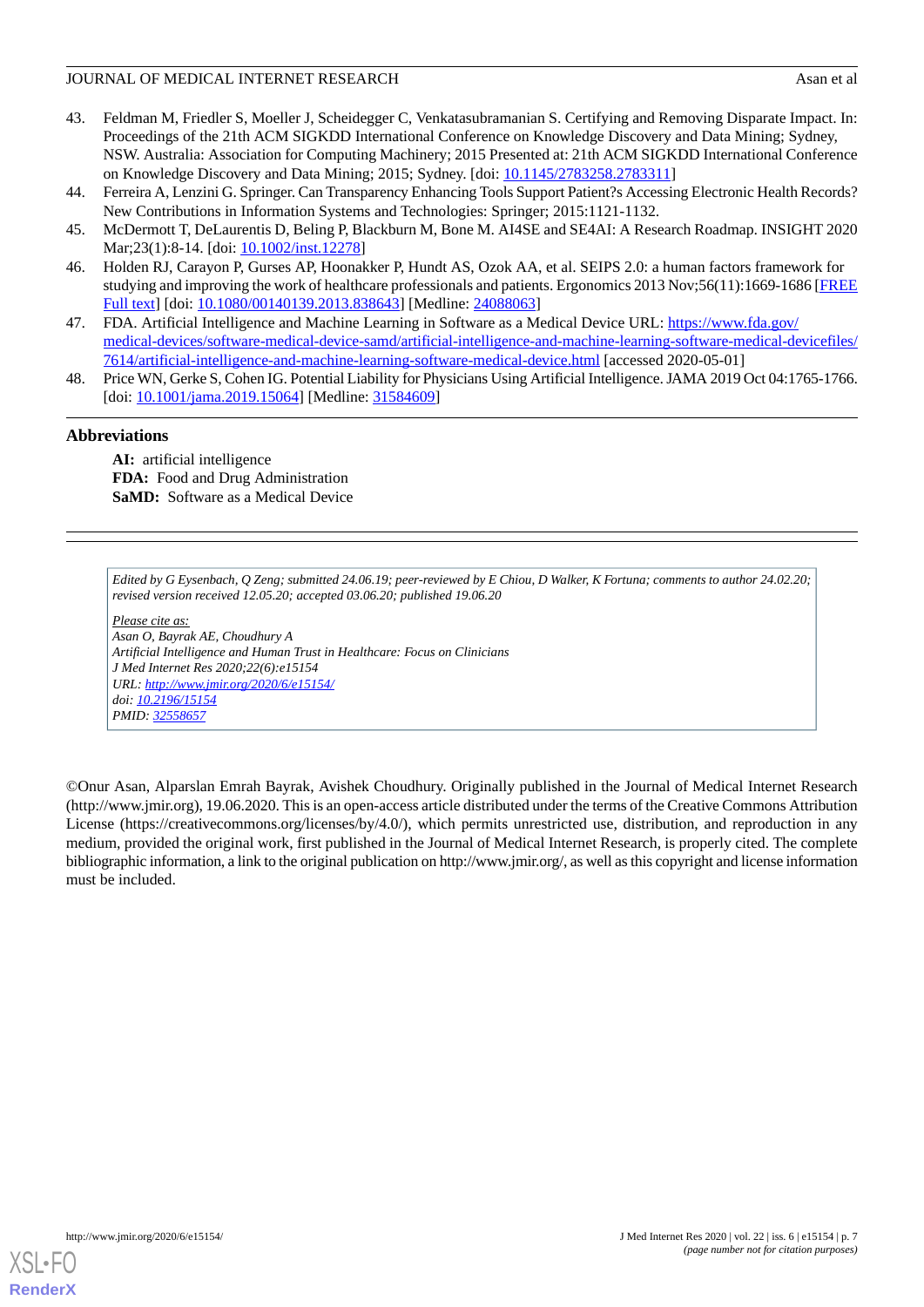43. Feldman M, Friedler S, Moeller J, Scheidegger C, Venkatasubramanian S. Certifying and Removing Disparate Impact. In: Proceedings of the 21th ACM SIGKDD International Conference on Knowledge Discovery and Data Mining; Sydney, NSW. Australia: Association for Computing Machinery; 2015 Presented at: 21th ACM SIGKDD International Conference on Knowledge Discovery and Data Mining; 2015; Sydney. [doi: 10.1145/2783258.2783311]
44. Ferreira A, Lenzini G. Springer. Can Transparency Enhancing Tools Support Patient?s Accessing Electronic Health Records? New Contributions in Information Systems and Technologies: Springer; 2015:1121-1132.
45. McDermott T, DeLaurentis D, Beling P, Blackburn M, Bone M. AI4SE and SE4AI: A Research Roadmap. INSIGHT 2020 Mar;23(1):8-14. [doi: 10.1002/inst.12278]
46. Holden RJ, Carayon P, Gurses AP, Hoonakker P, Hundt AS, Ozok AA, et al. SEIPS 2.0: a human factors framework for studying and improving the work of healthcare professionals and patients. Ergonomics 2013 Nov;56(11):1669-1686 [FREE Full text] [doi: 10.1080/00140139.2013.838643] [Medline: 24088063]
47. FDA. Artificial Intelligence and Machine Learning in Software as a Medical Device URL: https://www.fda.gov/medical-devices/software-medical-device-samd/artificial-intelligence-and-machine-learning-software-medical-devicefiles/7614/artificial-intelligence-and-machine-learning-software-medical-device.html [accessed 2020-05-01]
48. Price WN, Gerke S, Cohen IG. Potential Liability for Physicians Using Artificial Intelligence. JAMA 2019 Oct 04:1765-1766. [doi: 10.1001/jama.2019.15064] [Medline: 31584609]

## Abbreviations

**AI:** artificial intelligence
**FDA:** Food and Drug Administration
**SaMD:** Software as a Medical Device

---

*Edited by G Eysenbach, Q Zeng; submitted 24.06.19; peer-reviewed by E Chiou, D Walker, K Fortuna; comments to author 24.02.20; revised version received 12.05.20; accepted 03.06.20; published 19.06.20*

*Please cite as:*
*Asan O, Bayrak AE, Choudhury A*
*Artificial Intelligence and Human Trust in Healthcare: Focus on Clinicians*
*J Med Internet Res 2020;22(6):e15154*
*URL: http://www.jmir.org/2020/6/e15154/*
*doi: 10.2196/15154*
*PMID: 32558657*

©Onur Asan, Alparslan Emrah Bayrak, Avishek Choudhury. Originally published in the Journal of Medical Internet Research (http://www.jmir.org), 19.06.2020. This is an open-access article distributed under the terms of the Creative Commons Attribution License (https://creativecommons.org/licenses/by/4.0/), which permits unrestricted use, distribution, and reproduction in any medium, provided the original work, first published in the Journal of Medical Internet Research, is properly cited. The complete bibliographic information, a link to the original publication on http://www.jmir.org/, as well as this copyright and license information must be included.